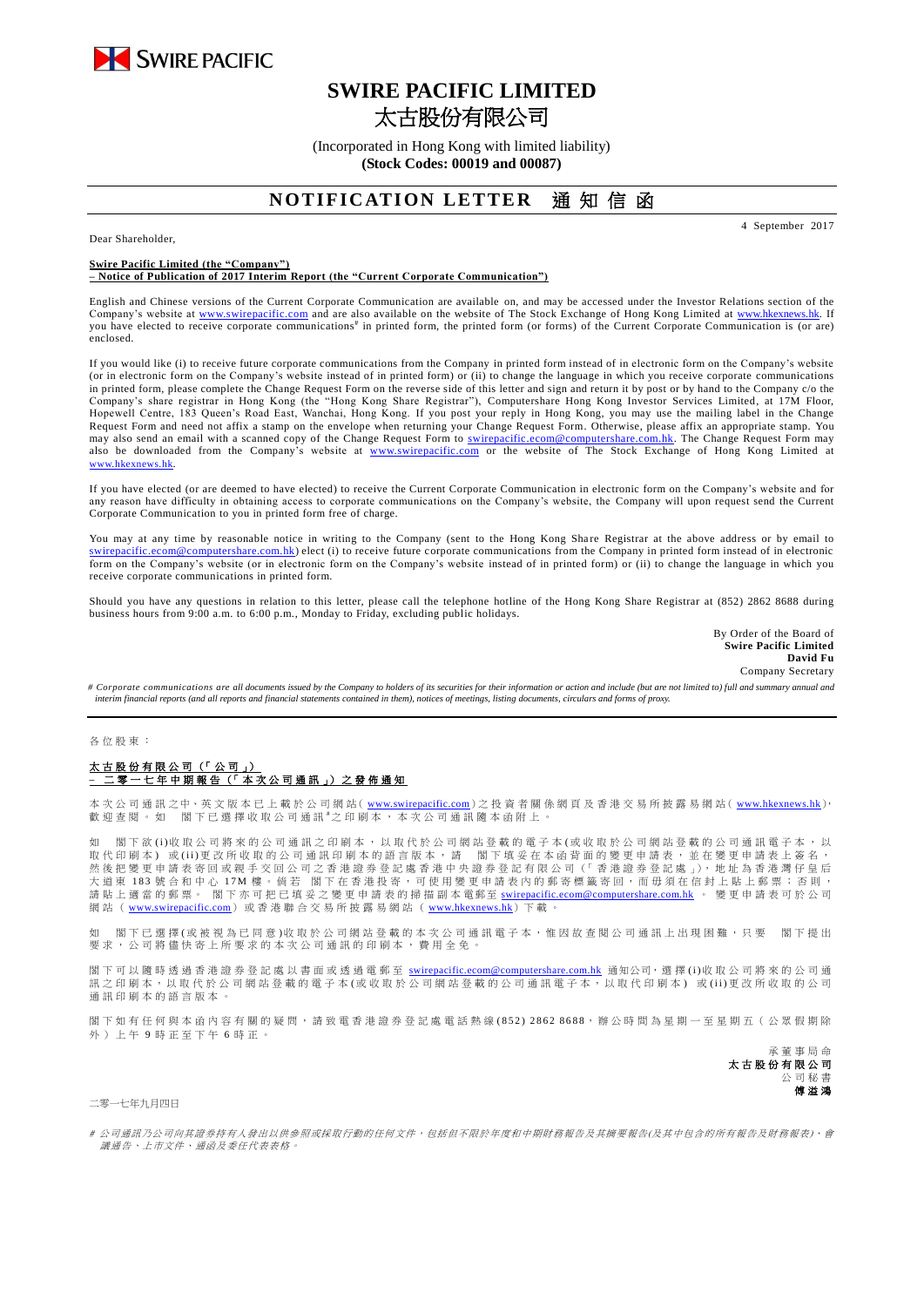SWIRE PACIFIC

# SWIRE PACIFIC LIMITED
# 太古股份有限公司

(Incorporated in Hong Kong with limited liability)
**(Stock Codes: 00019 and 00087)**

## NOTIFICATION LETTER 通知信函

4 September 2017

Dear Shareholder,

**Swire Pacific Limited (the "Company")**
**– Notice of Publication of 2017 Interim Report (the "Current Corporate Communication")**

English and Chinese versions of the Current Corporate Communication are available on, and may be accessed under the Investor Relations section of the Company's website at www.swirepacific.com and are also available on the website of The Stock Exchange of Hong Kong Limited at www.hkexnews.hk. If you have elected to receive corporate communications# in printed form, the printed form (or forms) of the Current Corporate Communication is (or are) enclosed.

If you would like (i) to receive future corporate communications from the Company in printed form instead of in electronic form on the Company's website (or in electronic form on the Company's website instead of in printed form) or (ii) to change the language in which you receive corporate communications in printed form, please complete the Change Request Form on the reverse side of this letter and sign and return it by post or by hand to the Company c/o the Company's share registrar in Hong Kong (the "Hong Kong Share Registrar"), Computershare Hong Kong Investor Services Limited, at 17M Floor, Hopewell Centre, 183 Queen's Road East, Wanchai, Hong Kong. If you post your reply in Hong Kong, you may use the mailing label in the Change Request Form and need not affix a stamp on the envelope when returning your Change Request Form. Otherwise, please affix an appropriate stamp. You may also send an email with a scanned copy of the Change Request Form to swirepacific.ecom@computershare.com.hk. The Change Request Form may also be downloaded from the Company's website at www.swirepacific.com or the website of The Stock Exchange of Hong Kong Limited at www.hkexnews.hk.

If you have elected (or are deemed to have elected) to receive the Current Corporate Communication in electronic form on the Company's website and for any reason have difficulty in obtaining access to corporate communications on the Company's website, the Company will upon request send the Current Corporate Communication to you in printed form free of charge.

You may at any time by reasonable notice in writing to the Company (sent to the Hong Kong Share Registrar at the above address or by email to swirepacific.ecom@computershare.com.hk) elect (i) to receive future corporate communications from the Company in printed form instead of in electronic form on the Company's website (or in electronic form on the Company's website instead of in printed form) or (ii) to change the language in which you receive corporate communications in printed form.

Should you have any questions in relation to this letter, please call the telephone hotline of the Hong Kong Share Registrar at (852) 2862 8688 during business hours from 9:00 a.m. to 6:00 p.m., Monday to Friday, excluding public holidays.

By Order of the Board of
**Swire Pacific Limited**
**David Fu**
Company Secretary

*# Corporate communications are all documents issued by the Company to holders of its securities for their information or action and include (but are not limited to) full and summary annual and interim financial reports (and all reports and financial statements contained in them), notices of meetings, listing documents, circulars and forms of proxy.*

---

各位股東：

**太古股份有限公司（「公司」）**
**– 二零一七年中期報告（「本次公司通訊」）之發佈通知**

本次公司通訊之中、英文版本已上載於公司網站(www.swirepacific.com)之投資者關係網頁及香港交易所披露易網站(www.hkexnews.hk)，歡迎查閱。如 閣下已選擇收取公司通訊#之印刷本，本次公司通訊隨本函附上。

如 閣下欲(i)收取公司將來的公司通訊之印刷本，以取代於公司網站登載的電子本(或收取於公司網站登載的公司通訊電子本，以取代印刷本)或(ii)更改所收取的公司通訊印刷本的語言版本，請 閣下填妥在本函背面的變更申請表，並在變更申請表上簽名，然後把變更申請表寄回或親手交回公司之香港證券登記處香港中央證券登記有限公司(「香港證券登記處」)，地址為香港灣仔皇后大道東183號合和中心17M樓。倘若 閣下在香港投寄，可使用變更申請表內的郵寄標籤寄回，而毋須在信封上貼上郵票；否則，請貼上適當的郵票。 閣下亦可把已填妥之變更申請表的掃描副本電郵至swirepacific.ecom@computershare.com.hk。變更申請表可於公司網站(www.swirepacific.com)或香港聯合交易所披露易網站(www.hkexnews.hk)下載。

如 閣下已選擇(或被視為已同意)收取於公司網站登載的本次公司通訊電子本，惟因故查閱公司通訊上出現困難，只要 閣下提出要求，公司將儘快寄上所要求的本次公司通訊的印刷本，費用全免。

閣下可以隨時透過香港證券登記處以書面或透過電郵至swirepacific.ecom@computershare.com.hk通知公司，選擇(i)收取公司將來的公司通訊之印刷本，以取代於公司網站登載的電子本(或收取於公司網站登載的公司通訊電子本，以取代印刷本)或(ii)更改所收取的公司通訊印刷本的語言版本。

閣下如有任何與本函內容有關的疑問，請致電香港證券登記處電話熱線(852) 2862 8688，辦公時間為星期一至星期五(公眾假期除外)上午9時正至下午6時正。

承董事局命
**太古股份有限公司**
公司秘書
**傅溢鴻**

二零一七年九月四日

*# 公司通訊乃公司向其證券持有人發出以供參照或採取行動的任何文件，包括但不限於年度和中期財務報告及其摘要報告(及其中包含的所有報告及財務報表)、會議通告、上市文件、通函及委任代表表格。*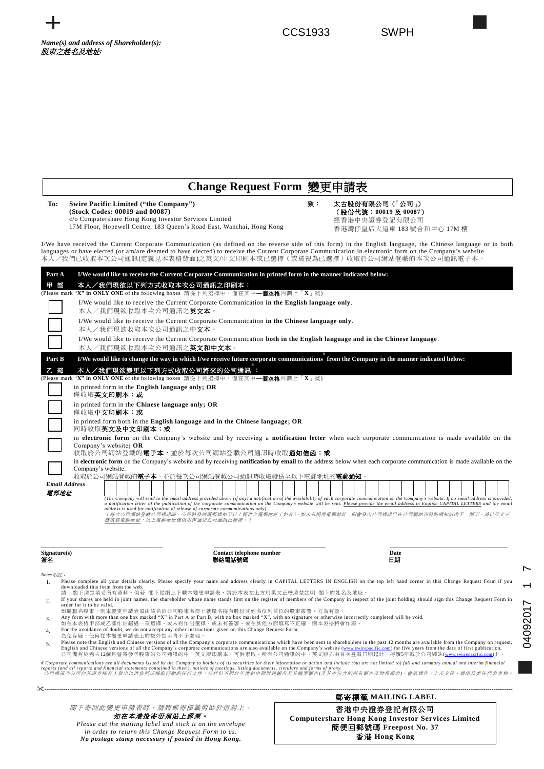CCS1933 SWPH

*Name(s) and address of Shareholder(s):*
*股東之姓名及地址:*

# Change Request Form 變更申請表

**To: Swire Pacific Limited ("the Company")**
**(Stock Codes: 00019 and 00087)**
c/o Computershare Hong Kong Investor Services Limited
17M Floor, Hopewell Centre, 183 Queen's Road East, Wanchai, Hong Kong

**致： 太古股份有限公司（「公司」）**
**（股份代號：00019 及 00087）**
經香港中央證券登記有限公司
香港灣仔皇后大道東 183 號合和中心 17M 樓

I/We have received the Current Corporate Communication (as defined on the reverse side of this form) in the English language, the Chinese language or in both languages or have elected (or am/are deemed to have elected) to receive the Current Corporate Communication in electronic form on the Company's website.
本人／我們已收取本次公司通訊(定義見本表格背面)之英文/中文印刷本或已選擇（或被視為已選擇）收取於公司網站登載的本次公司通訊電子本。

**Part A I/We would like to receive the Current Corporate Communication in printed form in the manner indicated below:**
**甲 部 本人／我們現欲以下列方式收取本次公司通訊之印刷本：**
(Please mark "**X" in ONLY ONE** of the following boxes 請從下列選擇中，僅在其中**一個空格**內劃上「**X**」號)

☐ I/We would like to receive the Current Corporate Communication **in the English language only**.
本人／我們現欲收取本次公司通訊之**英文本**。

☐ I/We would like to receive the Current Corporate Communication **in the Chinese language only**.
本人／我們現欲收取本次公司通訊之**中文本**。

☐ I/We would like to receive the Current Corporate Communication **both in the English language and in the Chinese language**.
本人／我們現欲收取本次公司通訊之**英文和中文本**。

**Part B I/We would like to change the way in which I/we receive future corporate communications# from the Company in the manner indicated below:**
**乙 部 本人／我們現欲變更以下列方式收取公司將來的公司通訊#：**
(Please mark "**X" in ONLY ONE** of the following boxes 請從下列選擇中，僅在其中**一個空格**內劃上「**X**」號)

☐ in printed form in the **English language only; OR**
僅收取**英文印刷本；或**

☐ in printed form in the **Chinese language only; OR**
僅收取**中文印刷本；或**

☐ in printed form both in the **English language and in the Chinese language; OR**
同時收取**英文及中文印刷本；或**

☐ in **electronic form** on the Company's website and by receiving a **notification letter** when each corporate communication is made available on the Company's website**; OR**
收取於公司網站登載的**電子本**，並於每次公司網站登載公司通訊時收取**通知信函；或**

☐ in **electronic form** on the Company's website and by receiving **notification by email** to the address below when each corporate communication is made available on the Company's website.
收取於公司網站登載的**電子本**，並於每次公司網站登載公司通訊時收取發送至以下電郵地址的**電郵通知**。

***Email Address***
***電郵地址***

*(The Company will send to the email address provided above (if any) a notification of the availability of each corporate communication on the Company's website. If no email address is provided, a notification letter of the publication of the corporate communication on the Company's website will be sent. Please provide the email address in English CAPITAL LETTERS and the email address is used for notification of release of corporate communications only)*
*（每次公司網站登載公司通訊時，公司將發送電郵通知至以上提供之電郵地址（如有）。如未有提供電郵地址，則會發出公司通訊已在公司網站刊發的通知信函予 閣下。請以英文正楷填寫電郵地址，以上電郵地址僅供用作通知公司通訊已發佈。）*

**Signature(s)**
**簽名**

**Contact telephone number**
**聯絡電話號碼**

**Date**
**日期**

*Notes 附註：*

1. Please complete all your details clearly. Please specify your name and address clearly in CAPITAL LETTERS IN ENGLISH on the top left hand corner in this Change Request Form if you downloaded this form from the web.
請 閣下清楚填妥所有資料。倘若 閣下從網上下載本變更申請表，請於本表左上方用英文正楷清楚註明 閣下的姓名及地址。
2. If your shares are held in joint names, the shareholder whose name stands first on the register of members of the Company in respect of the joint holding should sign this Change Request Form in order for it to be valid.
如屬聯名股東，則本變更申請表須由該名於公司股東名冊上就聯名持有股份其姓名位列首位的股東簽署，方為有效。
3. Any form with more than one box marked "X" in Part A or Part B, with no box marked "X", with no signature or otherwise incorrectly completed will be void.
如在本表格甲部或乙部作出超過一項選擇、或未有作出選擇、或未有簽署、或在其他方面填寫不正確，則本表格將會作廢。
4. For the avoidance of doubt, we do not accept any other instructions given on this Change Request Form.
為免存疑，任何在本變更申請表上的額外指示將不予處理。
5. Please note that English and Chinese versions of all the Company's corporate communications which have been sent to shareholders in the past 12 months are available from the Company on request. English and Chinese versions of all the Company's corporate communications are also available on the Company's website (www.swirepacific.com) for five years from the date of first publication.
公司備有於過去12個月曾寄發予股東的公司通訊的中、英文版印刷本，可供索取。所有公司通訊的中、英文版亦由首次登載日期起計，持續5年載於公司網站(www.swirepacific.com)上。

*# Corporate communications are all documents issued by the Company to holders of its securities for their information or action and include (but are not limited to) full and summary annual and interim financial reports (and all reports and financial statements contained in them), notices of meetings, listing documents, circulars and forms of proxy.*
*公司通訊乃公司向其證券持有人發出以供參照或採取行動的任何文件，包括但不限於年度和中期財務報告及其摘要報告(及其中包含的所有報告及財務報表)、會議通告、上市文件、通函及委任代表表格。*

---

*閣下寄回此變更申請表時，請將郵寄標籤剪貼於信封上。*
***如在本港投寄毋須貼上郵票。***
*Please cut the mailing label and stick it on the envelope in order to return this Change Request Form to us.*
***No postage stamp necessary if posted in Hong Kong.***

**郵寄標籤 MAILING LABEL**
**香港中央證券登記有限公司**
**Computershare Hong Kong Investor Services Limited**
**簡便回郵號碼 Freepost No. 37**
**香港 Hong Kong**

04092017 1 7